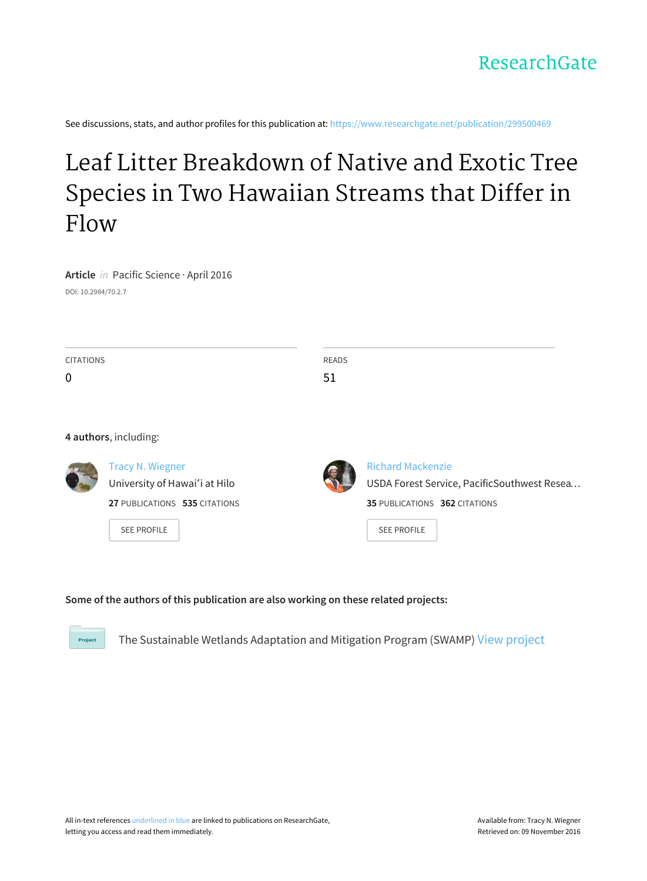ResearchGate

See discussions, stats, and author profiles for this publication at: https://www.researchgate.net/publication/299500469

# Leaf Litter Breakdown of Native and Exotic Tree Species in Two Hawaiian Streams that Differ in Flow

**Article** *in* Pacific Science · April 2016

DOI: 10.2984/70.2.7

| CITATIONS | READS |
| --- | --- |
| 0 | 51 |

**4 authors**, including:

**Tracy N. Wiegner**
University of Hawaiʻi at Hilo
**27** PUBLICATIONS **535** CITATIONS
SEE PROFILE

**Richard Mackenzie**
USDA Forest Service, PacificSouthwest Resea…
**35** PUBLICATIONS **362** CITATIONS
SEE PROFILE

**Some of the authors of this publication are also working on these related projects:**

Project: The Sustainable Wetlands Adaptation and Mitigation Program (SWAMP) View project

All in-text references underlined in blue are linked to publications on ResearchGate, letting you access and read them immediately.

Available from: Tracy N. Wiegner
Retrieved on: 09 November 2016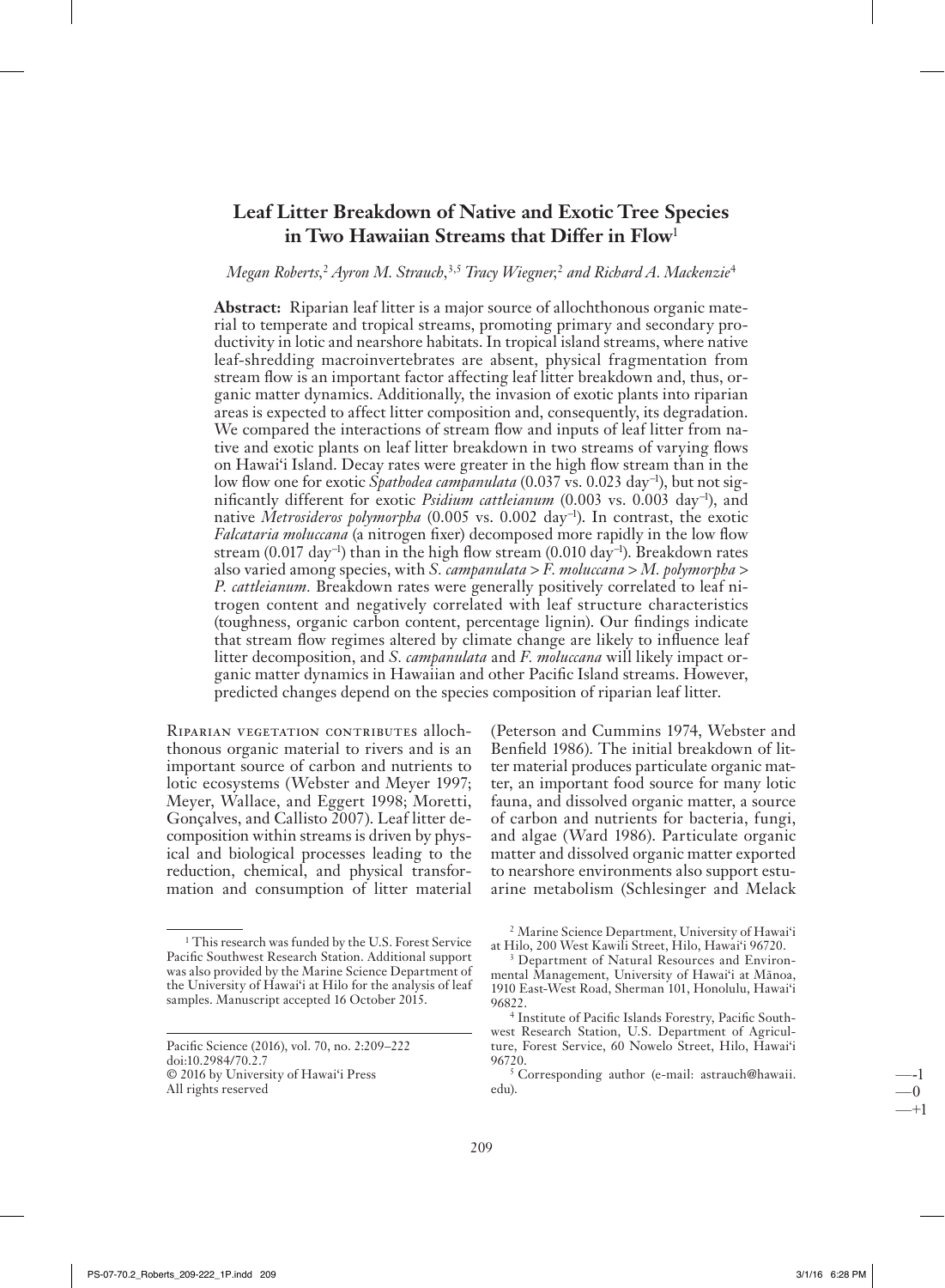# Leaf Litter Breakdown of Native and Exotic Tree Species in Two Hawaiian Streams that Differ in Flow[1]

*Megan Roberts,[2] Ayron M. Strauch,[3,5] Tracy Wiegner,[2] and Richard A. Mackenzie[4]*

**Abstract:** Riparian leaf litter is a major source of allochthonous organic material to temperate and tropical streams, promoting primary and secondary productivity in lotic and nearshore habitats. In tropical island streams, where native leaf-shredding macroinvertebrates are absent, physical fragmentation from stream flow is an important factor affecting leaf litter breakdown and, thus, organic matter dynamics. Additionally, the invasion of exotic plants into riparian areas is expected to affect litter composition and, consequently, its degradation. We compared the interactions of stream flow and inputs of leaf litter from native and exotic plants on leaf litter breakdown in two streams of varying flows on Hawai'i Island. Decay rates were greater in the high flow stream than in the low flow one for exotic *Spathodea campanulata* (0.037 vs. 0.023 $day^{-1}$), but not significantly different for exotic *Psidium cattleianum* (0.003 vs. 0.003 $day^{-1}$), and native *Metrosideros polymorpha* (0.005 vs. 0.002 $day^{-1}$). In contrast, the exotic *Falcataria moluccana* (a nitrogen fixer) decomposed more rapidly in the low flow stream (0.017 $day^{-1}$) than in the high flow stream (0.010 $day^{-1}$). Breakdown rates also varied among species, with *S. campanulata* > *F. moluccana* > *M. polymorpha* > *P. cattleianum*. Breakdown rates were generally positively correlated to leaf nitrogen content and negatively correlated with leaf structure characteristics (toughness, organic carbon content, percentage lignin). Our findings indicate that stream flow regimes altered by climate change are likely to influence leaf litter decomposition, and *S. campanulata* and *F. moluccana* will likely impact organic matter dynamics in Hawaiian and other Pacific Island streams. However, predicted changes depend on the species composition of riparian leaf litter.

Riparian vegetation contributes allochthonous organic material to rivers and is an important source of carbon and nutrients to lotic ecosystems (Webster and Meyer 1997; Meyer, Wallace, and Eggert 1998; Moretti, Gonçalves, and Callisto 2007). Leaf litter decomposition within streams is driven by physical and biological processes leading to the reduction, chemical, and physical transformation and consumption of litter material (Peterson and Cummins 1974, Webster and Benfield 1986). The initial breakdown of litter material produces particulate organic matter, an important food source for many lotic fauna, and dissolved organic matter, a source of carbon and nutrients for bacteria, fungi, and algae (Ward 1986). Particulate organic matter and dissolved organic matter exported to nearshore environments also support estuarine metabolism (Schlesinger and Melack

---

[1] This research was funded by the U.S. Forest Service Pacific Southwest Research Station. Additional support was also provided by the Marine Science Department of the University of Hawai'i at Hilo for the analysis of leaf samples. Manuscript accepted 16 October 2015.

Pacific Science (2016), vol. 70, no. 2:209–222
doi:10.2984/70.2.7
© 2016 by University of Hawai'i Press
All rights reserved

[2] Marine Science Department, University of Hawai'i at Hilo, 200 West Kawili Street, Hilo, Hawai'i 96720.

[3] Department of Natural Resources and Environmental Management, University of Hawai'i at Mānoa, 1910 East-West Road, Sherman 101, Honolulu, Hawai'i 96822.

[4] Institute of Pacific Islands Forestry, Pacific Southwest Research Station, U.S. Department of Agriculture, Forest Service, 60 Nowelo Street, Hilo, Hawai'i 96720.

[5] Corresponding author (e-mail: astrauch@hawaii.edu).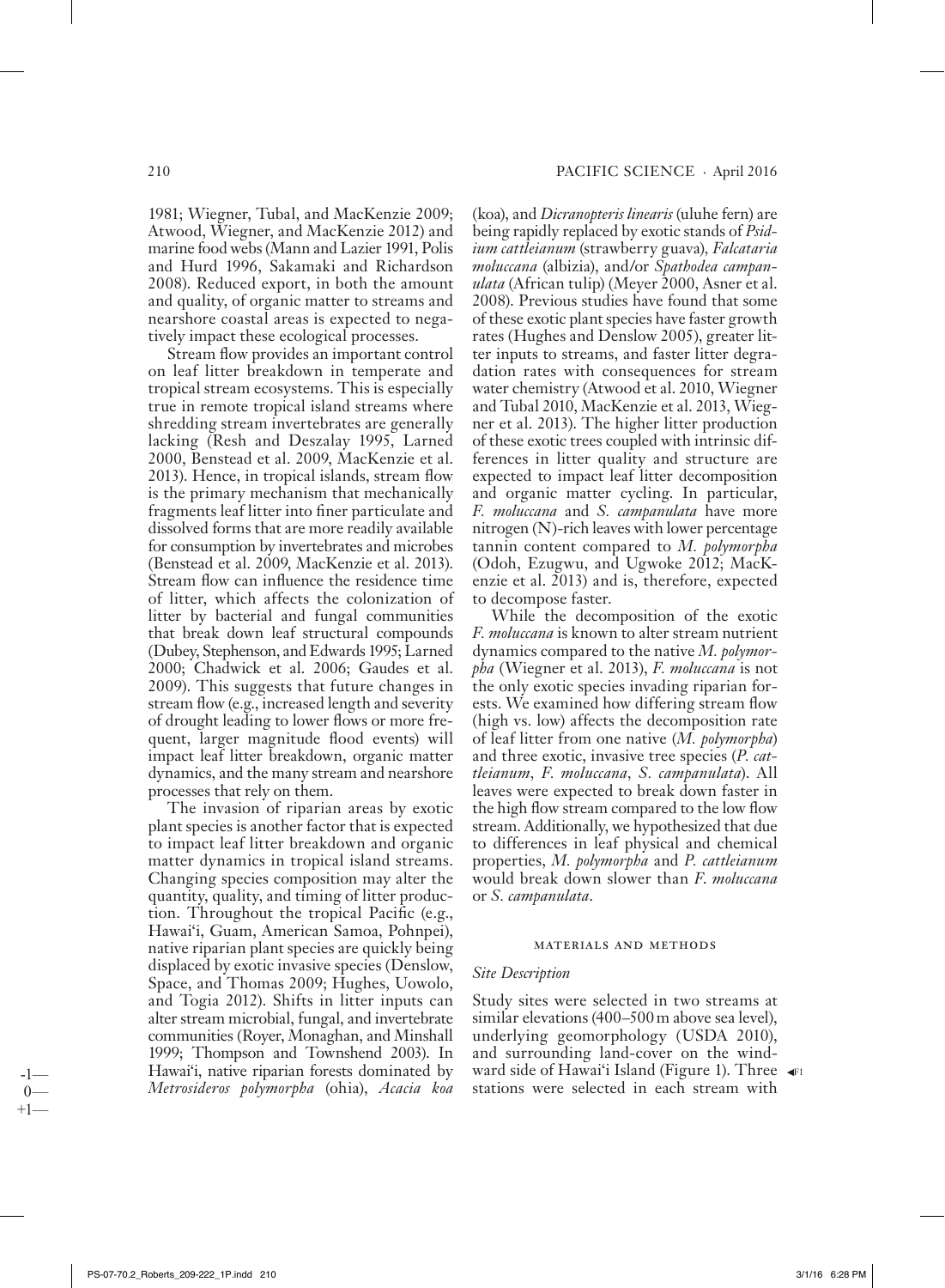1981; Wiegner, Tubal, and MacKenzie 2009; Atwood, Wiegner, and MacKenzie 2012) and marine food webs (Mann and Lazier 1991, Polis and Hurd 1996, Sakamaki and Richardson 2008). Reduced export, in both the amount and quality, of organic matter to streams and nearshore coastal areas is expected to negatively impact these ecological processes.

Stream flow provides an important control on leaf litter breakdown in temperate and tropical stream ecosystems. This is especially true in remote tropical island streams where shredding stream invertebrates are generally lacking (Resh and Deszalay 1995, Larned 2000, Benstead et al. 2009, MacKenzie et al. 2013). Hence, in tropical islands, stream flow is the primary mechanism that mechanically fragments leaf litter into finer particulate and dissolved forms that are more readily available for consumption by invertebrates and microbes (Benstead et al. 2009, MacKenzie et al. 2013). Stream flow can influence the residence time of litter, which affects the colonization of litter by bacterial and fungal communities that break down leaf structural compounds (Dubey, Stephenson, and Edwards 1995; Larned 2000; Chadwick et al. 2006; Gaudes et al. 2009). This suggests that future changes in stream flow (e.g., increased length and severity of drought leading to lower flows or more frequent, larger magnitude flood events) will impact leaf litter breakdown, organic matter dynamics, and the many stream and nearshore processes that rely on them.

The invasion of riparian areas by exotic plant species is another factor that is expected to impact leaf litter breakdown and organic matter dynamics in tropical island streams. Changing species composition may alter the quantity, quality, and timing of litter production. Throughout the tropical Pacific (e.g., Hawai'i, Guam, American Samoa, Pohnpei), native riparian plant species are quickly being displaced by exotic invasive species (Denslow, Space, and Thomas 2009; Hughes, Uowolo, and Togia 2012). Shifts in litter inputs can alter stream microbial, fungal, and invertebrate communities (Royer, Monaghan, and Minshall 1999; Thompson and Townshend 2003). In Hawai'i, native riparian forests dominated by *Metrosideros polymorpha* (ohia), *Acacia koa* (koa), and *Dicranopteris linearis* (uluhe fern) are being rapidly replaced by exotic stands of *Psidium cattleianum* (strawberry guava), *Falcataria moluccana* (albizia), and/or *Spathodea campanulata* (African tulip) (Meyer 2000, Asner et al. 2008). Previous studies have found that some of these exotic plant species have faster growth rates (Hughes and Denslow 2005), greater litter inputs to streams, and faster litter degradation rates with consequences for stream water chemistry (Atwood et al. 2010, Wiegner and Tubal 2010, MacKenzie et al. 2013, Wiegner et al. 2013). The higher litter production of these exotic trees coupled with intrinsic differences in litter quality and structure are expected to impact leaf litter decomposition and organic matter cycling. In particular, *F. moluccana* and *S. campanulata* have more nitrogen (N)-rich leaves with lower percentage tannin content compared to *M. polymorpha* (Odoh, Ezugwu, and Ugwoke 2012; MacKenzie et al. 2013) and is, therefore, expected to decompose faster.

While the decomposition of the exotic *F. moluccana* is known to alter stream nutrient dynamics compared to the native *M. polymorpha* (Wiegner et al. 2013), *F. moluccana* is not the only exotic species invading riparian forests. We examined how differing stream flow (high vs. low) affects the decomposition rate of leaf litter from one native (*M. polymorpha*) and three exotic, invasive tree species (*P. cattleianum*, *F. moluccana*, *S. campanulata*). All leaves were expected to break down faster in the high flow stream compared to the low flow stream. Additionally, we hypothesized that due to differences in leaf physical and chemical properties, *M. polymorpha* and *P. cattleianum* would break down slower than *F. moluccana* or *S. campanulata*.

## MATERIALS AND METHODS

### *Site Description*

Study sites were selected in two streams at similar elevations (400–500 m above sea level), underlying geomorphology (USDA 2010), and surrounding land-cover on the windward side of Hawai'i Island (Figure 1). Three stations were selected in each stream with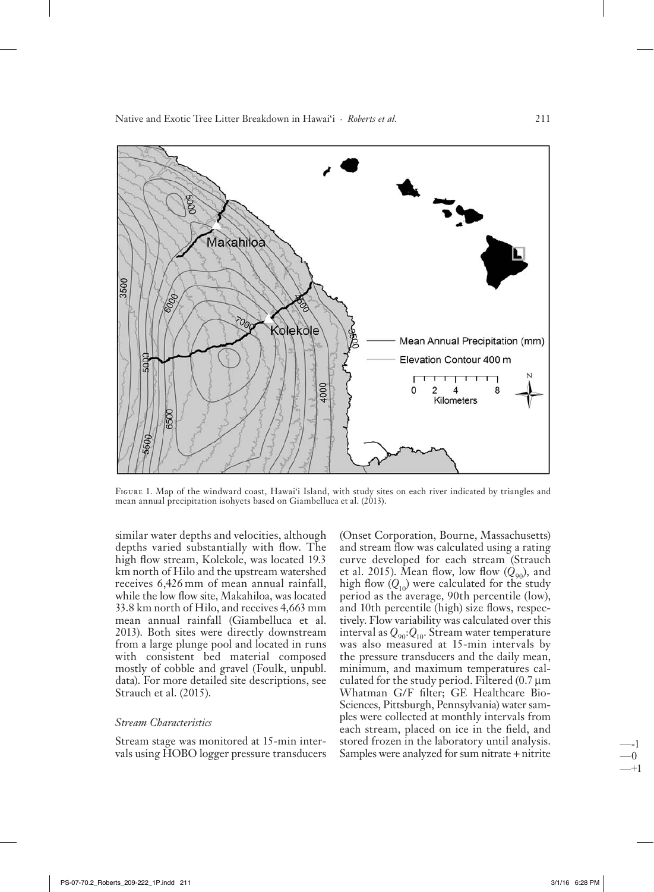Figure 1. Map of the windward coast, Hawai'i Island, with study sites on each river indicated by triangles and mean annual precipitation isohyets based on Giambelluca et al. (2013).

similar water depths and velocities, although depths varied substantially with flow. The high flow stream, Kolekole, was located 19.3 km north of Hilo and the upstream watershed receives 6,426 mm of mean annual rainfall, while the low flow site, Makahiloa, was located 33.8 km north of Hilo, and receives 4,663 mm mean annual rainfall (Giambelluca et al. 2013). Both sites were directly downstream from a large plunge pool and located in runs with consistent bed material composed mostly of cobble and gravel (Foulk, unpubl. data). For more detailed site descriptions, see Strauch et al. (2015).

### *Stream Characteristics*

Stream stage was monitored at 15-min intervals using HOBO logger pressure transducers (Onset Corporation, Bourne, Massachusetts) and stream flow was calculated using a rating curve developed for each stream (Strauch et al. 2015). Mean flow, low flow ($Q_{90}$), and high flow ($Q_{10}$) were calculated for the study period as the average, 90th percentile (low), and 10th percentile (high) size flows, respectively. Flow variability was calculated over this interval as $Q_{90}$:$Q_{10}$. Stream water temperature was also measured at 15-min intervals by the pressure transducers and the daily mean, minimum, and maximum temperatures calculated for the study period. Filtered (0.7 µm Whatman G/F filter; GE Healthcare Bio-Sciences, Pittsburgh, Pennsylvania) water samples were collected at monthly intervals from each stream, placed on ice in the field, and stored frozen in the laboratory until analysis. Samples were analyzed for sum nitrate + nitrite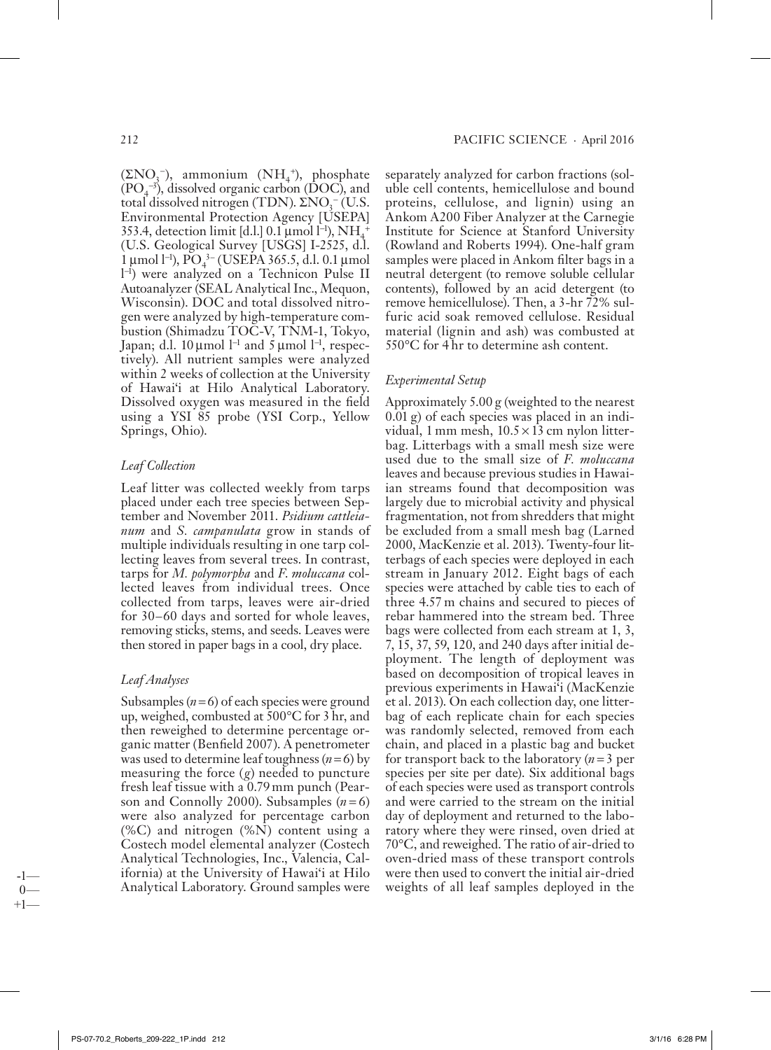($\Sigma NO_3^-$), ammonium ($NH_4^+$), phosphate ($PO_4^{-3}$), dissolved organic carbon (DOC), and total dissolved nitrogen (TDN). $\Sigma NO_3^-$ (U.S. Environmental Protection Agency [USEPA] 353.4, detection limit [d.l.] 0.1 µmol l$^{-1}$), $NH_4^+$ (U.S. Geological Survey [USGS] I-2525, d.l. 1 µmol l$^{-1}$), $PO_4^{3-}$ (USEPA 365.5, d.l. 0.1 µmol l$^{-1}$) were analyzed on a Technicon Pulse II Autoanalyzer (SEAL Analytical Inc., Mequon, Wisconsin). DOC and total dissolved nitrogen were analyzed by high-temperature combustion (Shimadzu TOC-V, TNM-1, Tokyo, Japan; d.l. 10 µmol l$^{-1}$ and 5 µmol l$^{-1}$, respectively). All nutrient samples were analyzed within 2 weeks of collection at the University of Hawai'i at Hilo Analytical Laboratory. Dissolved oxygen was measured in the field using a YSI 85 probe (YSI Corp., Yellow Springs, Ohio).

### *Leaf Collection*

Leaf litter was collected weekly from tarps placed under each tree species between September and November 2011. *Psidium cattleianum* and *S. campanulata* grow in stands of multiple individuals resulting in one tarp collecting leaves from several trees. In contrast, tarps for *M. polymorpha* and *F. moluccana* collected leaves from individual trees. Once collected from tarps, leaves were air-dried for 30–60 days and sorted for whole leaves, removing sticks, stems, and seeds. Leaves were then stored in paper bags in a cool, dry place.

### *Leaf Analyses*

Subsamples ($n = 6$) of each species were ground up, weighed, combusted at 500°C for 3 hr, and then reweighed to determine percentage organic matter (Benfield 2007). A penetrometer was used to determine leaf toughness ($n = 6$) by measuring the force ($g$) needed to puncture fresh leaf tissue with a 0.79 mm punch (Pearson and Connolly 2000). Subsamples ($n = 6$) were also analyzed for percentage carbon (%C) and nitrogen (%N) content using a Costech model elemental analyzer (Costech Analytical Technologies, Inc., Valencia, California) at the University of Hawai'i at Hilo Analytical Laboratory. Ground samples were separately analyzed for carbon fractions (soluble cell contents, hemicellulose and bound proteins, cellulose, and lignin) using an Ankom A200 Fiber Analyzer at the Carnegie Institute for Science at Stanford University (Rowland and Roberts 1994). One-half gram samples were placed in Ankom filter bags in a neutral detergent (to remove soluble cellular contents), followed by an acid detergent (to remove hemicellulose). Then, a 3-hr 72% sulfuric acid soak removed cellulose. Residual material (lignin and ash) was combusted at 550°C for 4 hr to determine ash content.

### *Experimental Setup*

Approximately 5.00 g (weighted to the nearest 0.01 g) of each species was placed in an individual, 1 mm mesh, 10.5 × 13 cm nylon litterbag. Litterbags with a small mesh size were used due to the small size of *F. moluccana* leaves and because previous studies in Hawaiian streams found that decomposition was largely due to microbial activity and physical fragmentation, not from shredders that might be excluded from a small mesh bag (Larned 2000, MacKenzie et al. 2013). Twenty-four litterbags of each species were deployed in each stream in January 2012. Eight bags of each species were attached by cable ties to each of three 4.57 m chains and secured to pieces of rebar hammered into the stream bed. Three bags were collected from each stream at 1, 3, 7, 15, 37, 59, 120, and 240 days after initial deployment. The length of deployment was based on decomposition of tropical leaves in previous experiments in Hawai'i (MacKenzie et al. 2013). On each collection day, one litterbag of each replicate chain for each species was randomly selected, removed from each chain, and placed in a plastic bag and bucket for transport back to the laboratory ($n = 3$ per species per site per date). Six additional bags of each species were used as transport controls and were carried to the stream on the initial day of deployment and returned to the laboratory where they were rinsed, oven dried at 70°C, and reweighed. The ratio of air-dried to oven-dried mass of these transport controls were then used to convert the initial air-dried weights of all leaf samples deployed in the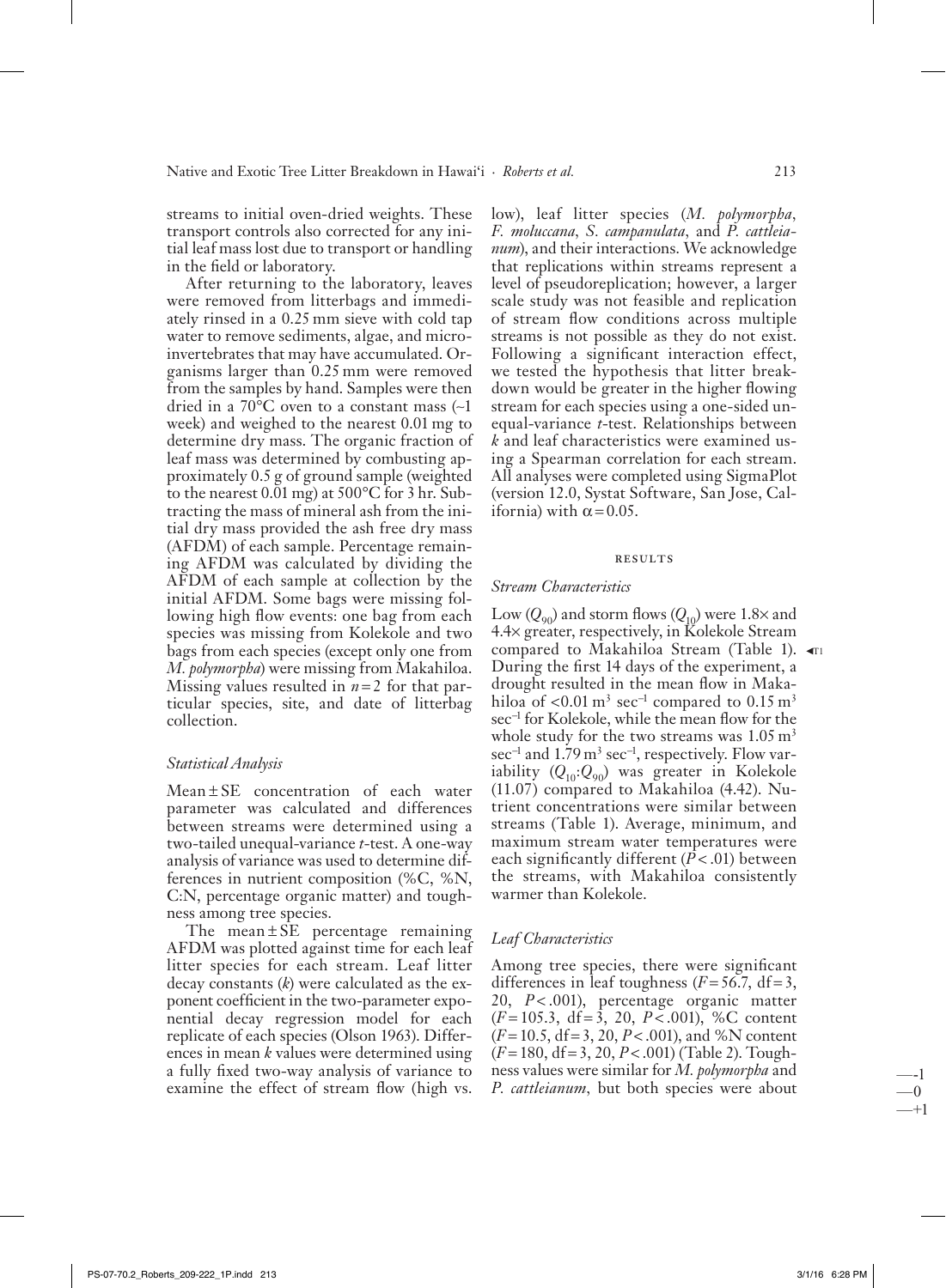streams to initial oven-dried weights. These transport controls also corrected for any initial leaf mass lost due to transport or handling in the field or laboratory.

After returning to the laboratory, leaves were removed from litterbags and immediately rinsed in a 0.25 mm sieve with cold tap water to remove sediments, algae, and microinvertebrates that may have accumulated. Organisms larger than 0.25 mm were removed from the samples by hand. Samples were then dried in a 70°C oven to a constant mass (~1 week) and weighed to the nearest 0.01 mg to determine dry mass. The organic fraction of leaf mass was determined by combusting approximately 0.5 g of ground sample (weighted to the nearest 0.01 mg) at 500°C for 3 hr. Subtracting the mass of mineral ash from the initial dry mass provided the ash free dry mass (AFDM) of each sample. Percentage remaining AFDM was calculated by dividing the AFDM of each sample at collection by the initial AFDM. Some bags were missing following high flow events: one bag from each species was missing from Kolekole and two bags from each species (except only one from *M. polymorpha*) were missing from Makahiloa. Missing values resulted in $n = 2$ for that particular species, site, and date of litterbag collection.

### Statistical Analysis

Mean ± SE concentration of each water parameter was calculated and differences between streams were determined using a two-tailed unequal-variance *t*-test. A one-way analysis of variance was used to determine differences in nutrient composition (%C, %N, C:N, percentage organic matter) and toughness among tree species.

The mean ± SE percentage remaining AFDM was plotted against time for each leaf litter species for each stream. Leaf litter decay constants ($k$) were calculated as the exponent coefficient in the two-parameter exponential decay regression model for each replicate of each species (Olson 1963). Differences in mean $k$ values were determined using a fully fixed two-way analysis of variance to examine the effect of stream flow (high vs. low), leaf litter species (*M. polymorpha*, *F. moluccana*, *S. campanulata*, and *P. cattleianum*), and their interactions. We acknowledge that replications within streams represent a level of pseudoreplication; however, a larger scale study was not feasible and replication of stream flow conditions across multiple streams is not possible as they do not exist. Following a significant interaction effect, we tested the hypothesis that litter breakdown would be greater in the higher flowing stream for each species using a one-sided unequal-variance *t*-test. Relationships between $k$ and leaf characteristics were examined using a Spearman correlation for each stream. All analyses were completed using SigmaPlot (version 12.0, Systat Software, San Jose, California) with $\alpha = 0.05$.

## RESULTS

### Stream Characteristics

Low ($Q_{90}$) and storm flows ($Q_{10}$) were 1.8× and 4.4× greater, respectively, in Kolekole Stream compared to Makahiloa Stream (Table 1). During the first 14 days of the experiment, a drought resulted in the mean flow in Makahiloa of $<0.01\ m^3\ sec^{-1}$ compared to $0.15\ m^3\ sec^{-1}$ for Kolekole, while the mean flow for the whole study for the two streams was $1.05\ m^3\ sec^{-1}$ and $1.79\ m^3\ sec^{-1}$, respectively. Flow variability ($Q_{10}$:$Q_{90}$) was greater in Kolekole (11.07) compared to Makahiloa (4.42). Nutrient concentrations were similar between streams (Table 1). Average, minimum, and maximum stream water temperatures were each significantly different ($P < .01$) between the streams, with Makahiloa consistently warmer than Kolekole.

### Leaf Characteristics

Among tree species, there were significant differences in leaf toughness ($F = 56.7$, df = 3, 20, $P < .001$), percentage organic matter ($F = 105.3$, df = 3, 20, $P < .001$), %C content ($F = 10.5$, df = 3, 20, $P < .001$), and %N content ($F = 180$, df = 3, 20, $P < .001$) (Table 2). Toughness values were similar for *M. polymorpha* and *P. cattleianum*, but both species were about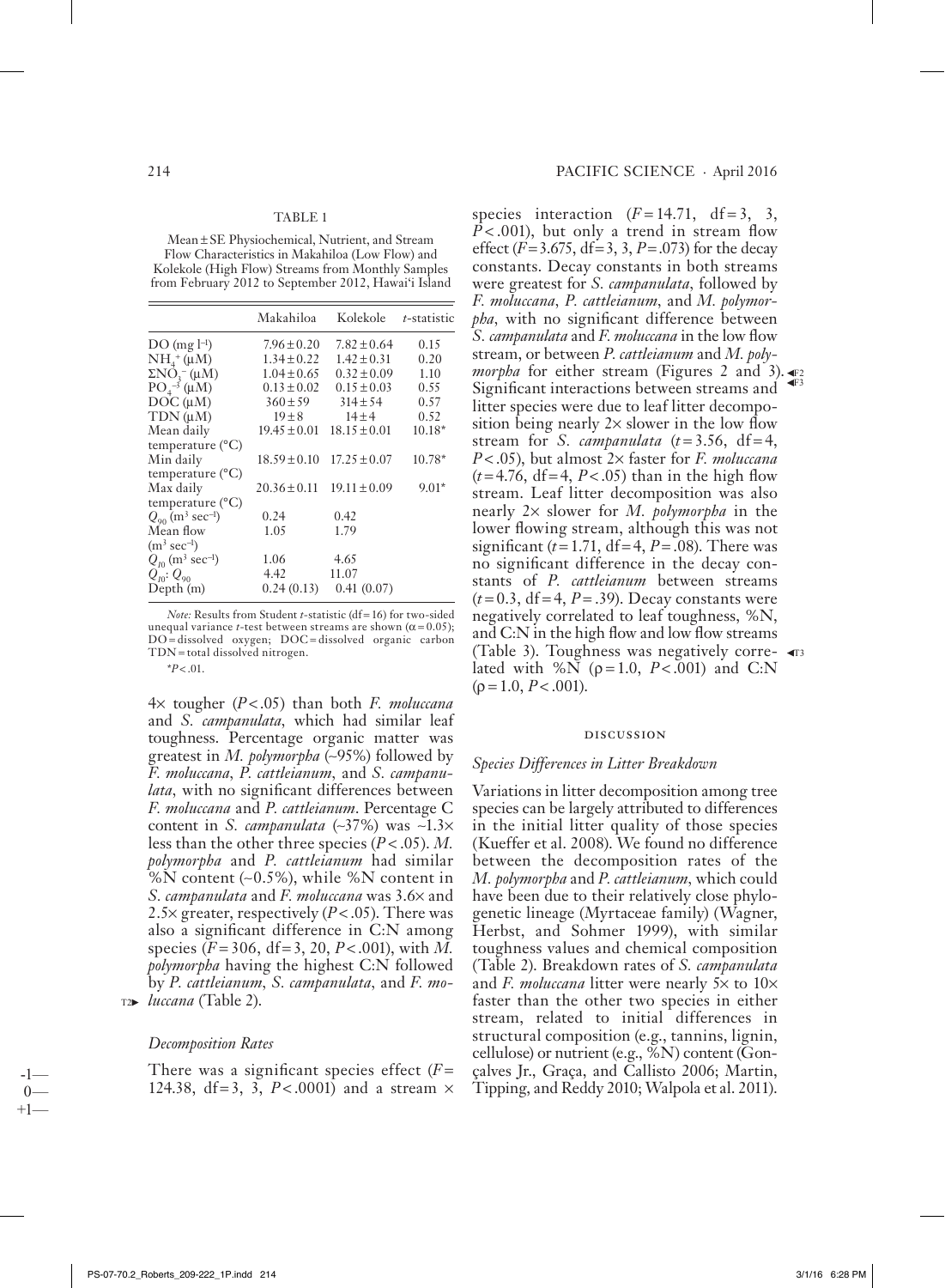TABLE 1

Mean ± SE Physiochemical, Nutrient, and Stream Flow Characteristics in Makahiloa (Low Flow) and Kolekole (High Flow) Streams from Monthly Samples from February 2012 to September 2012, Hawai'i Island

| | Makahiloa | Kolekole | *t*-statistic |
|---|---|---|---|
| DO (mg $l^{-1}$) | 7.96 ± 0.20 | 7.82 ± 0.64 | 0.15 |
| $NH_4^+$ (μM) | 1.34 ± 0.22 | 1.42 ± 0.31 | 0.20 |
| $\Sigma NO_3^-$ (μM) | 1.04 ± 0.65 | 0.32 ± 0.09 | 1.10 |
| $PO_4^{-3}$ (μM) | 0.13 ± 0.02 | 0.15 ± 0.03 | 0.55 |
| DOC (μM) | 360 ± 59 | 314 ± 54 | 0.57 |
| TDN (μM) | 19 ± 8 | 14 ± 4 | 0.52 |
| Mean daily temperature (°C) | 19.45 ± 0.01 | 18.15 ± 0.01 | 10.18* |
| Min daily temperature (°C) | 18.59 ± 0.10 | 17.25 ± 0.07 | 10.78* |
| Max daily temperature (°C) | 20.36 ± 0.11 | 19.11 ± 0.09 | 9.01* |
| $Q_{90}$ ($m^3$ $sec^{-1}$) | 0.24 | 0.42 | |
| Mean flow ($m^3$ $sec^{-1}$) | 1.05 | 1.79 | |
| $Q_{10}$ ($m^3$ $sec^{-1}$) | 1.06 | 4.65 | |
| $Q_{10}$: $Q_{90}$ | 4.42 | 11.07 | |
| Depth (m) | 0.24 (0.13) | 0.41 (0.07) | |

*Note:* Results from Student *t*-statistic (df = 16) for two-sided unequal variance *t*-test between streams are shown ($\alpha$ = 0.05); DO = dissolved oxygen; DOC = dissolved organic carbon TDN = total dissolved nitrogen.

*$P$ < .01.

4× tougher ($P$ < .05) than both *F. moluccana* and *S. campanulata*, which had similar leaf toughness. Percentage organic matter was greatest in *M. polymorpha* (~95%) followed by *F. moluccana*, *P. cattleianum*, and *S. campanulata*, with no significant differences between *F. moluccana* and *P. cattleianum*. Percentage C content in *S. campanulata* (~37%) was ~1.3× less than the other three species ($P$ < .05). *M. polymorpha* and *P. cattleianum* had similar %N content (~0.5%), while %N content in *S. campanulata* and *F. moluccana* was 3.6× and 2.5× greater, respectively ($P$ < .05). There was also a significant difference in C:N among species ($F$ = 306, df = 3, 20, $P$ < .001), with *M. polymorpha* having the highest C:N followed by *P. cattleianum*, *S. campanulata*, and *F. moluccana* (Table 2).

*Decomposition Rates*

There was a significant species effect ($F$ = 124.38, df = 3, 3, $P$ < .0001) and a stream × species interaction ($F$ = 14.71, df = 3, 3, $P$ < .001), but only a trend in stream flow effect ($F$ = 3.675, df = 3, 3, $P$ = .073) for the decay constants. Decay constants in both streams were greatest for *S. campanulata*, followed by *F. moluccana*, *P. cattleianum*, and *M. polymorpha*, with no significant difference between *S. campanulata* and *F. moluccana* in the low flow stream, or between *P. cattleianum* and *M. polymorpha* for either stream (Figures 2 and 3). Significant interactions between streams and litter species were due to leaf litter decomposition being nearly 2× slower in the low flow stream for *S. campanulata* ($t$ = 3.56, df = 4, $P$ < .05), but almost 2× faster for *F. moluccana* ($t$ = 4.76, df = 4, $P$ < .05) than in the high flow stream. Leaf litter decomposition was also nearly 2× slower for *M. polymorpha* in the lower flowing stream, although this was not significant ($t$ = 1.71, df = 4, $P$ = .08). There was no significant difference in the decay constants of *P. cattleianum* between streams ($t$ = 0.3, df = 4, $P$ = .39). Decay constants were negatively correlated to leaf toughness, %N, and C:N in the high flow and low flow streams (Table 3). Toughness was negatively correlated with %N ($\rho$ = 1.0, $P$ < .001) and C:N ($\rho$ = 1.0, $P$ < .001).

## DISCUSSION

### *Species Differences in Litter Breakdown*

Variations in litter decomposition among tree species can be largely attributed to differences in the initial litter quality of those species (Kueffer et al. 2008). We found no difference between the decomposition rates of the *M. polymorpha* and *P. cattleianum*, which could have been due to their relatively close phylogenetic lineage (Myrtaceae family) (Wagner, Herbst, and Sohmer 1999), with similar toughness values and chemical composition (Table 2). Breakdown rates of *S. campanulata* and *F. moluccana* litter were nearly 5× to 10× faster than the other two species in either stream, related to initial differences in structural composition (e.g., tannins, lignin, cellulose) or nutrient (e.g., %N) content (Gonçalves Jr., Graça, and Callisto 2006; Martin, Tipping, and Reddy 2010; Walpola et al. 2011).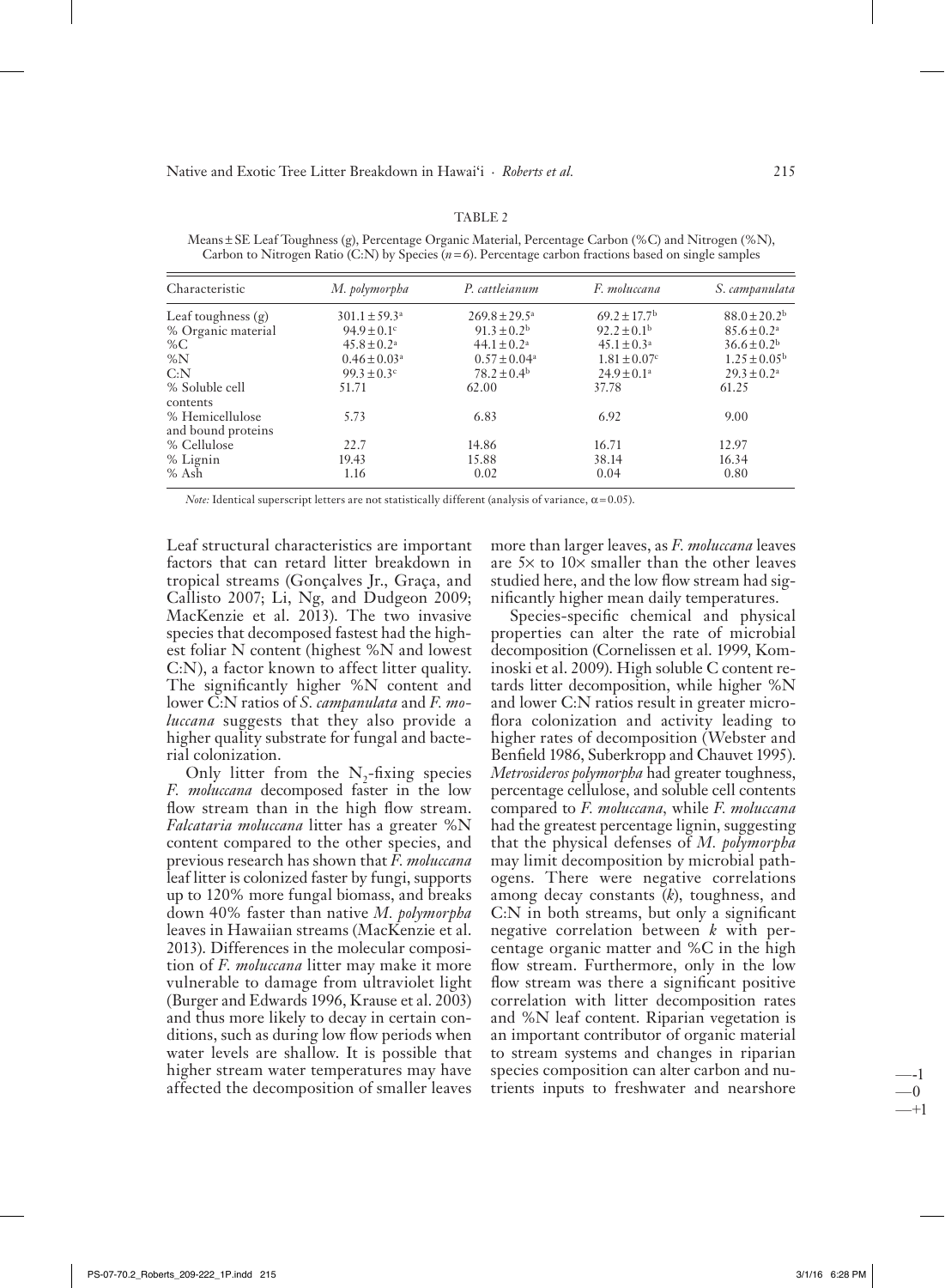TABLE 2

Means ± SE Leaf Toughness (g), Percentage Organic Material, Percentage Carbon (%C) and Nitrogen (%N), Carbon to Nitrogen Ratio (C:N) by Species ($n = 6$). Percentage carbon fractions based on single samples

| Characteristic | *M. polymorpha* | *P. cattleianum* | *F. moluccana* | *S. campanulata* |
|---|---|---|---|---|
| Leaf toughness (g) | $301.1 \pm 59.3^{a}$ | $269.8 \pm 29.5^{a}$ | $69.2 \pm 17.7^{b}$ | $88.0 \pm 20.2^{b}$ |
| % Organic material | $94.9 \pm 0.1^{c}$ | $91.3 \pm 0.2^{b}$ | $92.2 \pm 0.1^{b}$ | $85.6 \pm 0.2^{a}$ |
| %C | $45.8 \pm 0.2^{a}$ | $44.1 \pm 0.2^{a}$ | $45.1 \pm 0.3^{a}$ | $36.6 \pm 0.2^{b}$ |
| %N | $0.46 \pm 0.03^{a}$ | $0.57 \pm 0.04^{a}$ | $1.81 \pm 0.07^{c}$ | $1.25 \pm 0.05^{b}$ |
| C:N | $99.3 \pm 0.3^{c}$ | $78.2 \pm 0.4^{b}$ | $24.9 \pm 0.1^{a}$ | $29.3 \pm 0.2^{a}$ |
| % Soluble cell contents | 51.71 | 62.00 | 37.78 | 61.25 |
| % Hemicellulose and bound proteins | 5.73 | 6.83 | 6.92 | 9.00 |
| % Cellulose | 22.7 | 14.86 | 16.71 | 12.97 |
| % Lignin | 19.43 | 15.88 | 38.14 | 16.34 |
| % Ash | 1.16 | 0.02 | 0.04 | 0.80 |

*Note:* Identical superscript letters are not statistically different (analysis of variance, $\alpha = 0.05$).

Leaf structural characteristics are important factors that can retard litter breakdown in tropical streams (Gonçalves Jr., Graça, and Callisto 2007; Li, Ng, and Dudgeon 2009; MacKenzie et al. 2013). The two invasive species that decomposed fastest had the highest foliar N content (highest %N and lowest C:N), a factor known to affect litter quality. The significantly higher %N content and lower C:N ratios of *S. campanulata* and *F. moluccana* suggests that they also provide a higher quality substrate for fungal and bacterial colonization.

Only litter from the $N_2$-fixing species *F. moluccana* decomposed faster in the low flow stream than in the high flow stream. *Falcataria moluccana* litter has a greater %N content compared to the other species, and previous research has shown that *F. moluccana* leaf litter is colonized faster by fungi, supports up to 120% more fungal biomass, and breaks down 40% faster than native *M. polymorpha* leaves in Hawaiian streams (MacKenzie et al. 2013). Differences in the molecular composition of *F. moluccana* litter may make it more vulnerable to damage from ultraviolet light (Burger and Edwards 1996, Krause et al. 2003) and thus more likely to decay in certain conditions, such as during low flow periods when water levels are shallow. It is possible that higher stream water temperatures may have affected the decomposition of smaller leaves more than larger leaves, as *F. moluccana* leaves are 5× to 10× smaller than the other leaves studied here, and the low flow stream had significantly higher mean daily temperatures.

Species-specific chemical and physical properties can alter the rate of microbial decomposition (Cornelissen et al. 1999, Kominoski et al. 2009). High soluble C content retards litter decomposition, while higher %N and lower C:N ratios result in greater microflora colonization and activity leading to higher rates of decomposition (Webster and Benfield 1986, Suberkropp and Chauvet 1995). *Metrosideros polymorpha* had greater toughness, percentage cellulose, and soluble cell contents compared to *F. moluccana*, while *F. moluccana* had the greatest percentage lignin, suggesting that the physical defenses of *M. polymorpha* may limit decomposition by microbial pathogens. There were negative correlations among decay constants ($k$), toughness, and C:N in both streams, but only a significant negative correlation between $k$ with percentage organic matter and %C in the high flow stream. Furthermore, only in the low flow stream was there a significant positive correlation with litter decomposition rates and %N leaf content. Riparian vegetation is an important contributor of organic material to stream systems and changes in riparian species composition can alter carbon and nutrients inputs to freshwater and nearshore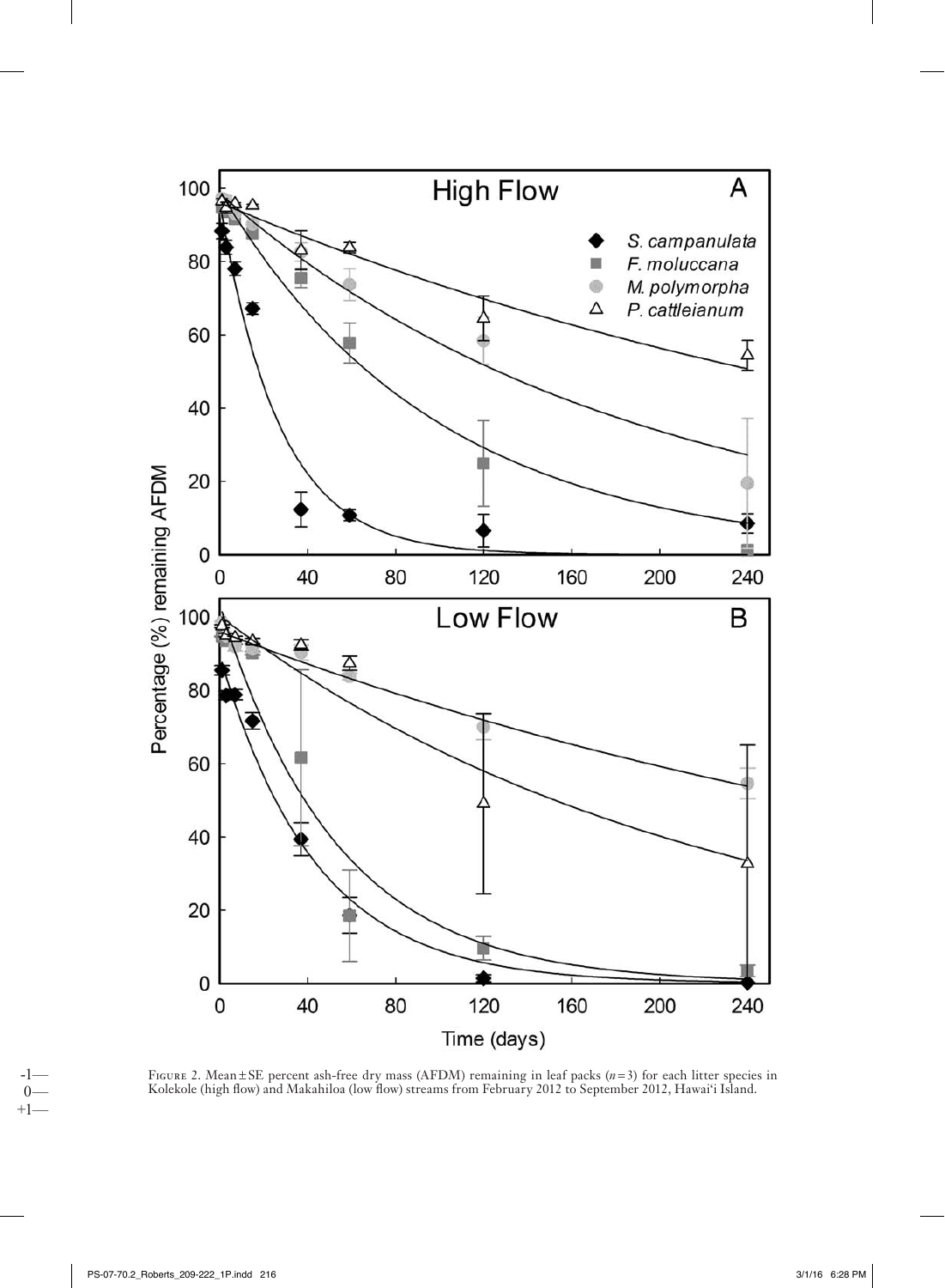Figure 2. Mean ± SE percent ash-free dry mass (AFDM) remaining in leaf packs ($n = 3$) for each litter species in Kolekole (high flow) and Makahiloa (low flow) streams from February 2012 to September 2012, Hawai'i Island.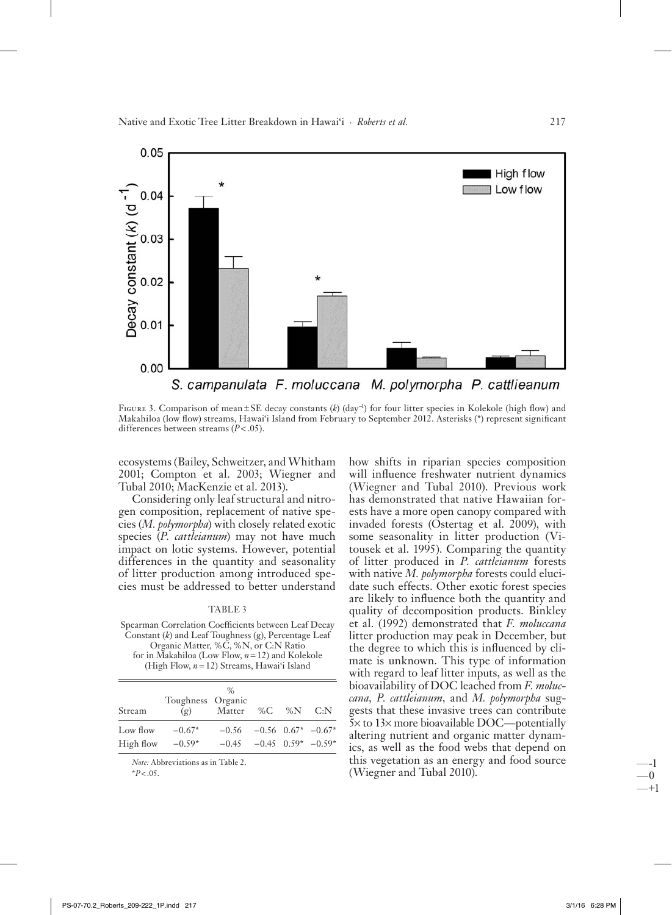Figure 3. Comparison of mean ± SE decay constants ($k$) (day$^{-1}$) for four litter species in Kolekole (high flow) and Makahiloa (low flow) streams, Hawai'i Island from February to September 2012. Asterisks (*) represent significant differences between streams ($P < .05$).

ecosystems (Bailey, Schweitzer, and Whitham 2001; Compton et al. 2003; Wiegner and Tubal 2010; MacKenzie et al. 2013).

Considering only leaf structural and nitrogen composition, replacement of native species (*M. polymorpha*) with closely related exotic species (*P. cattleianum*) may not have much impact on lotic systems. However, potential differences in the quantity and seasonality of litter production among introduced species must be addressed to better understand how shifts in riparian species composition will influence freshwater nutrient dynamics (Wiegner and Tubal 2010). Previous work has demonstrated that native Hawaiian forests have a more open canopy compared with invaded forests (Ostertag et al. 2009), with some seasonality in litter production (Vitousek et al. 1995). Comparing the quantity of litter produced in *P. cattleianum* forests with native *M. polymorpha* forests could elucidate such effects. Other exotic forest species are likely to influence both the quantity and quality of decomposition products. Binkley et al. (1992) demonstrated that *F. moluccana* litter production may peak in December, but the degree to which this is influenced by climate is unknown. This type of information with regard to leaf litter inputs, as well as the bioavailability of DOC leached from *F. moluccana*, *P. cattleianum*, and *M. polymorpha* suggests that these invasive trees can contribute 5× to 13× more bioavailable DOC—potentially altering nutrient and organic matter dynamics, as well as the food webs that depend on this vegetation as an energy and food source (Wiegner and Tubal 2010).

TABLE 3

Spearman Correlation Coefficients between Leaf Decay Constant ($k$) and Leaf Toughness (g), Percentage Leaf Organic Matter, %C, %N, or C:N Ratio for in Makahiloa (Low Flow, $n = 12$) and Kolekole (High Flow, $n = 12$) Streams, Hawai'i Island

| Stream | Toughness (g) | % Organic Matter | %C | %N | C:N |
|---|---|---|---|---|---|
| Low flow | −0.67* | −0.56 | −0.56 | 0.67* | −0.67* |
| High flow | −0.59* | −0.45 | −0.45 | 0.59* | −0.59* |

*Note:* Abbreviations as in Table 2.
*$P < .05$.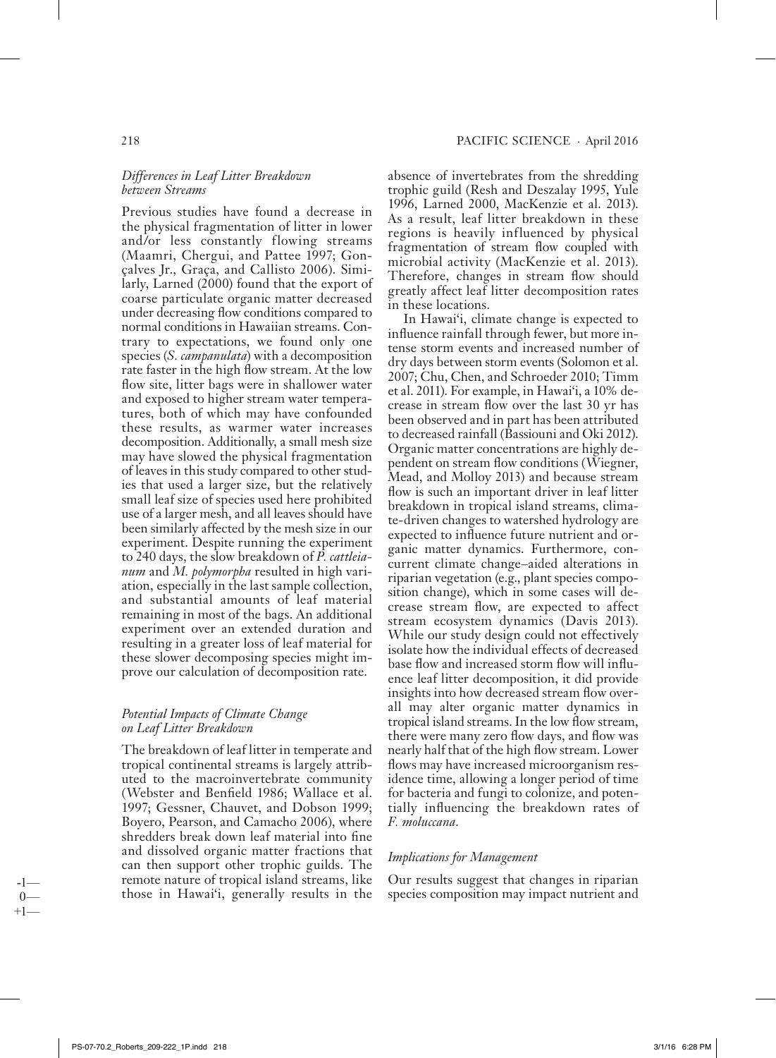### *Differences in Leaf Litter Breakdown between Streams*

Previous studies have found a decrease in the physical fragmentation of litter in lower and/or less constantly flowing streams (Maamri, Chergui, and Pattee 1997; Gonçalves Jr., Graça, and Callisto 2006). Similarly, Larned (2000) found that the export of coarse particulate organic matter decreased under decreasing flow conditions compared to normal conditions in Hawaiian streams. Contrary to expectations, we found only one species (*S. campanulata*) with a decomposition rate faster in the high flow stream. At the low flow site, litter bags were in shallower water and exposed to higher stream water temperatures, both of which may have confounded these results, as warmer water increases decomposition. Additionally, a small mesh size may have slowed the physical fragmentation of leaves in this study compared to other studies that used a larger size, but the relatively small leaf size of species used here prohibited use of a larger mesh, and all leaves should have been similarly affected by the mesh size in our experiment. Despite running the experiment to 240 days, the slow breakdown of *P. cattleianum* and *M. polymorpha* resulted in high variation, especially in the last sample collection, and substantial amounts of leaf material remaining in most of the bags. An additional experiment over an extended duration and resulting in a greater loss of leaf material for these slower decomposing species might improve our calculation of decomposition rate.

### *Potential Impacts of Climate Change on Leaf Litter Breakdown*

The breakdown of leaf litter in temperate and tropical continental streams is largely attributed to the macroinvertebrate community (Webster and Benfield 1986; Wallace et al. 1997; Gessner, Chauvet, and Dobson 1999; Boyero, Pearson, and Camacho 2006), where shredders break down leaf material into fine and dissolved organic matter fractions that can then support other trophic guilds. The remote nature of tropical island streams, like those in Hawai'i, generally results in the absence of invertebrates from the shredding trophic guild (Resh and Deszalay 1995, Yule 1996, Larned 2000, MacKenzie et al. 2013). As a result, leaf litter breakdown in these regions is heavily influenced by physical fragmentation of stream flow coupled with microbial activity (MacKenzie et al. 2013). Therefore, changes in stream flow should greatly affect leaf litter decomposition rates in these locations.

In Hawai'i, climate change is expected to influence rainfall through fewer, but more intense storm events and increased number of dry days between storm events (Solomon et al. 2007; Chu, Chen, and Schroeder 2010; Timm et al. 2011). For example, in Hawai'i, a 10% decrease in stream flow over the last 30 yr has been observed and in part has been attributed to decreased rainfall (Bassiouni and Oki 2012). Organic matter concentrations are highly dependent on stream flow conditions (Wiegner, Mead, and Molloy 2013) and because stream flow is such an important driver in leaf litter breakdown in tropical island streams, climate-driven changes to watershed hydrology are expected to influence future nutrient and organic matter dynamics. Furthermore, concurrent climate change–aided alterations in riparian vegetation (e.g., plant species composition change), which in some cases will decrease stream flow, are expected to affect stream ecosystem dynamics (Davis 2013). While our study design could not effectively isolate how the individual effects of decreased base flow and increased storm flow will influence leaf litter decomposition, it did provide insights into how decreased stream flow overall may alter organic matter dynamics in tropical island streams. In the low flow stream, there were many zero flow days, and flow was nearly half that of the high flow stream. Lower flows may have increased microorganism residence time, allowing a longer period of time for bacteria and fungi to colonize, and potentially influencing the breakdown rates of *F. moluccana*.

### *Implications for Management*

Our results suggest that changes in riparian species composition may impact nutrient and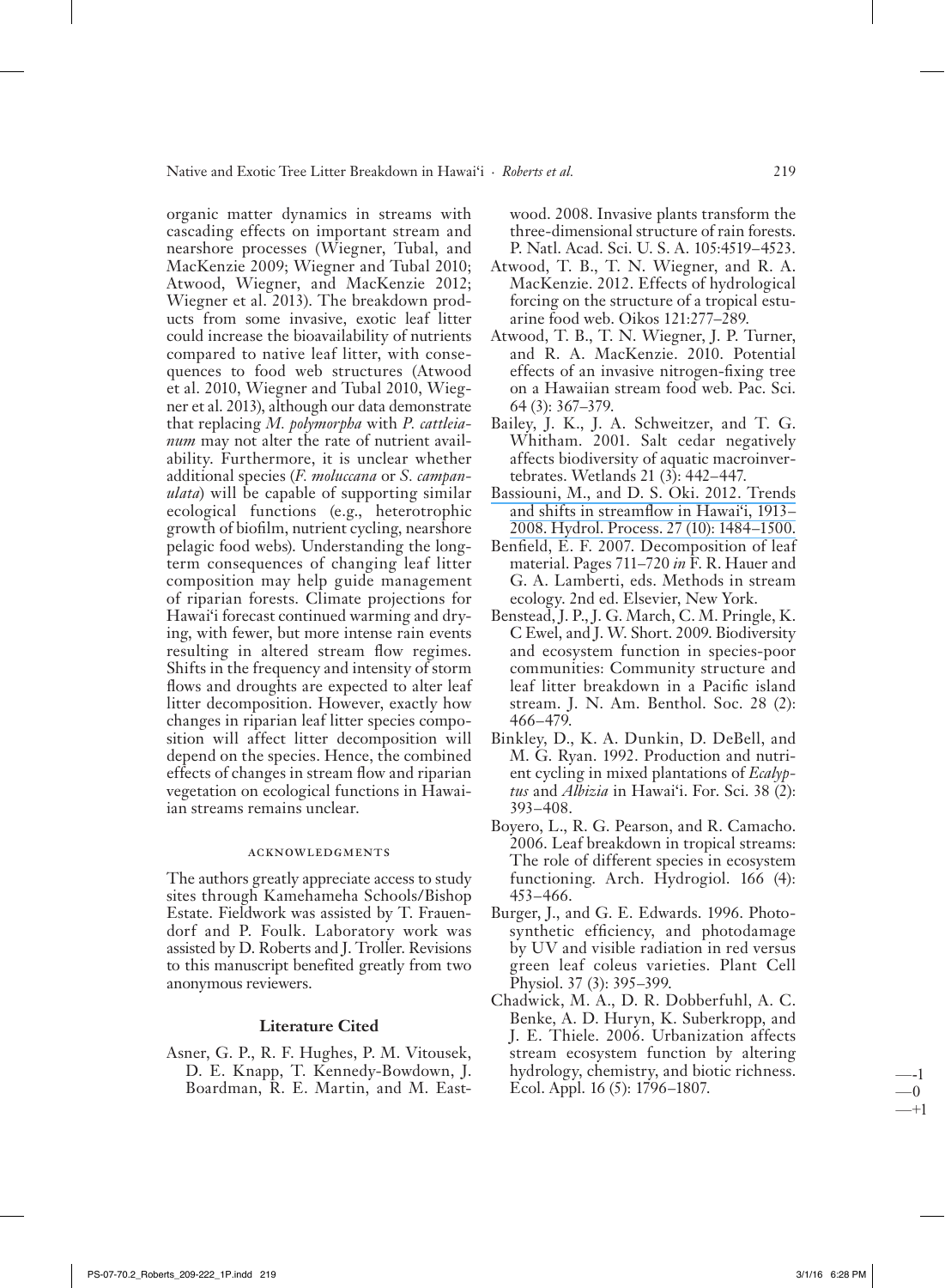organic matter dynamics in streams with cascading effects on important stream and nearshore processes (Wiegner, Tubal, and MacKenzie 2009; Wiegner and Tubal 2010; Atwood, Wiegner, and MacKenzie 2012; Wiegner et al. 2013). The breakdown products from some invasive, exotic leaf litter could increase the bioavailability of nutrients compared to native leaf litter, with consequences to food web structures (Atwood et al. 2010, Wiegner and Tubal 2010, Wiegner et al. 2013), although our data demonstrate that replacing *M. polymorpha* with *P. cattleianum* may not alter the rate of nutrient availability. Furthermore, it is unclear whether additional species (*F. moluccana* or *S. campanulata*) will be capable of supporting similar ecological functions (e.g., heterotrophic growth of biofilm, nutrient cycling, nearshore pelagic food webs). Understanding the long-term consequences of changing leaf litter composition may help guide management of riparian forests. Climate projections for Hawai'i forecast continued warming and drying, with fewer, but more intense rain events resulting in altered stream flow regimes. Shifts in the frequency and intensity of storm flows and droughts are expected to alter leaf litter decomposition. However, exactly how changes in riparian leaf litter species composition will affect litter decomposition will depend on the species. Hence, the combined effects of changes in stream flow and riparian vegetation on ecological functions in Hawaiian streams remains unclear.

## Acknowledgments

The authors greatly appreciate access to study sites through Kamehameha Schools/Bishop Estate. Fieldwork was assisted by T. Frauendorf and P. Foulk. Laboratory work was assisted by D. Roberts and J. Troller. Revisions to this manuscript benefited greatly from two anonymous reviewers.

## Literature Cited

Asner, G. P., R. F. Hughes, P. M. Vitousek, D. E. Knapp, T. Kennedy-Bowdown, J. Boardman, R. E. Martin, and M. Eastwood. 2008. Invasive plants transform the three-dimensional structure of rain forests. P. Natl. Acad. Sci. U. S. A. 105:4519–4523.

Atwood, T. B., T. N. Wiegner, and R. A. MacKenzie. 2012. Effects of hydrological forcing on the structure of a tropical estuarine food web. Oikos 121:277–289.

Atwood, T. B., T. N. Wiegner, J. P. Turner, and R. A. MacKenzie. 2010. Potential effects of an invasive nitrogen-fixing tree on a Hawaiian stream food web. Pac. Sci. 64 (3): 367–379.

Bailey, J. K., J. A. Schweitzer, and T. G. Whitham. 2001. Salt cedar negatively affects biodiversity of aquatic macroinvertebrates. Wetlands 21 (3): 442–447.

Bassiouni, M., and D. S. Oki. 2012. Trends and shifts in streamflow in Hawai'i, 1913–2008. Hydrol. Process. 27 (10): 1484–1500.

Benfield, E. F. 2007. Decomposition of leaf material. Pages 711–720 *in* F. R. Hauer and G. A. Lamberti, eds. Methods in stream ecology. 2nd ed. Elsevier, New York.

Benstead, J. P., J. G. March, C. M. Pringle, K. C Ewel, and J. W. Short. 2009. Biodiversity and ecosystem function in species-poor communities: Community structure and leaf litter breakdown in a Pacific island stream. J. N. Am. Benthol. Soc. 28 (2): 466–479.

Binkley, D., K. A. Dunkin, D. DeBell, and M. G. Ryan. 1992. Production and nutrient cycling in mixed plantations of *Ecalyptus* and *Albizia* in Hawai'i. For. Sci. 38 (2): 393–408.

Boyero, L., R. G. Pearson, and R. Camacho. 2006. Leaf breakdown in tropical streams: The role of different species in ecosystem functioning. Arch. Hydrogiol. 166 (4): 453–466.

Burger, J., and G. E. Edwards. 1996. Photosynthetic efficiency, and photodamage by UV and visible radiation in red versus green leaf coleus varieties. Plant Cell Physiol. 37 (3): 395–399.

Chadwick, M. A., D. R. Dobberfuhl, A. C. Benke, A. D. Huryn, K. Suberkropp, and J. E. Thiele. 2006. Urbanization affects stream ecosystem function by altering hydrology, chemistry, and biotic richness. Ecol. Appl. 16 (5): 1796–1807.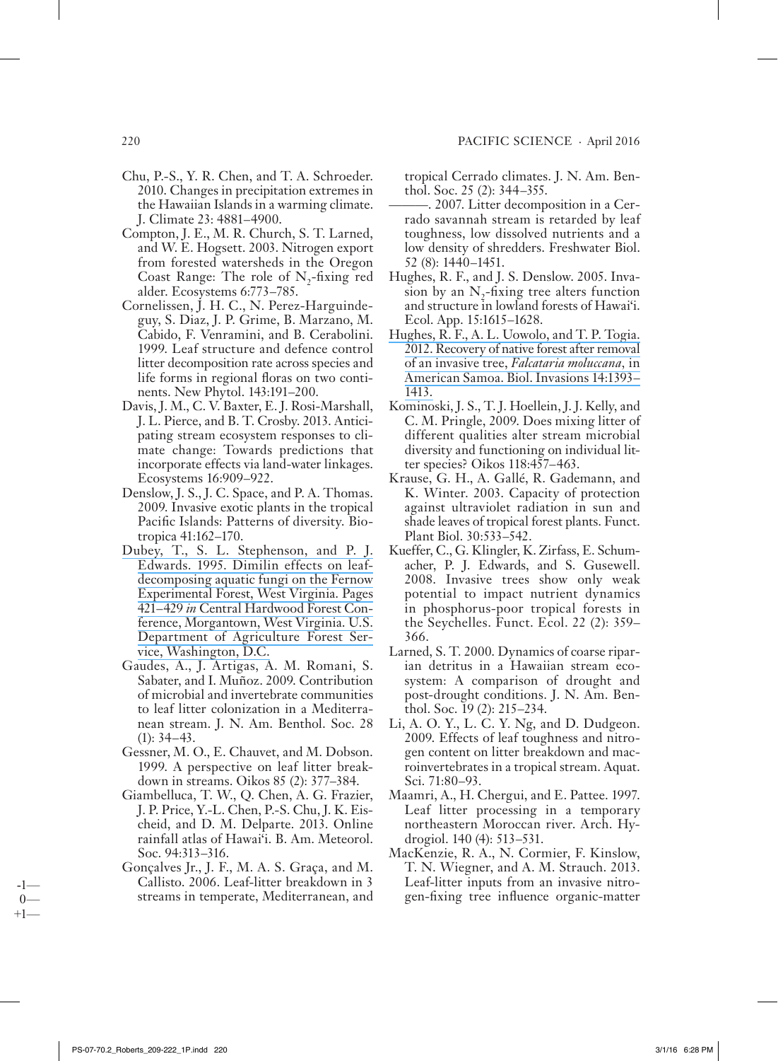Chu, P.-S., Y. R. Chen, and T. A. Schroeder. 2010. Changes in precipitation extremes in the Hawaiian Islands in a warming climate. J. Climate 23: 4881–4900.

Compton, J. E., M. R. Church, S. T. Larned, and W. E. Hogsett. 2003. Nitrogen export from forested watersheds in the Oregon Coast Range: The role of $N_2$-fixing red alder. Ecosystems 6:773–785.

Cornelissen, J. H. C., N. Perez-Harguindeguy, S. Diaz, J. P. Grime, B. Marzano, M. Cabido, F. Venramini, and B. Cerabolini. 1999. Leaf structure and defence control litter decomposition rate across species and life forms in regional floras on two continents. New Phytol. 143:191–200.

Davis, J. M., C. V. Baxter, E. J. Rosi-Marshall, J. L. Pierce, and B. T. Crosby. 2013. Anticipating stream ecosystem responses to climate change: Towards predictions that incorporate effects via land-water linkages. Ecosystems 16:909–922.

Denslow, J. S., J. C. Space, and P. A. Thomas. 2009. Invasive exotic plants in the tropical Pacific Islands: Patterns of diversity. Biotropica 41:162–170.

Dubey, T., S. L. Stephenson, and P. J. Edwards. 1995. Dimilin effects on leaf-decomposing aquatic fungi on the Fernow Experimental Forest, West Virginia. Pages 421–429 *in* Central Hardwood Forest Conference, Morgantown, West Virginia. U.S. Department of Agriculture Forest Service, Washington, D.C.

Gaudes, A., J. Artigas, A. M. Romani, S. Sabater, and I. Muñoz. 2009. Contribution of microbial and invertebrate communities to leaf litter colonization in a Mediterranean stream. J. N. Am. Benthol. Soc. 28 (1): 34–43.

Gessner, M. O., E. Chauvet, and M. Dobson. 1999. A perspective on leaf litter breakdown in streams. Oikos 85 (2): 377–384.

Giambelluca, T. W., Q. Chen, A. G. Frazier, J. P. Price, Y.-L. Chen, P.-S. Chu, J. K. Eischeid, and D. M. Delparte. 2013. Online rainfall atlas of Hawai'i. B. Am. Meteorol. Soc. 94:313–316.

Gonçalves Jr., J. F., M. A. S. Graça, and M. Callisto. 2006. Leaf-litter breakdown in 3 streams in temperate, Mediterranean, and tropical Cerrado climates. J. N. Am. Benthol. Soc. 25 (2): 344–355.

———. 2007. Litter decomposition in a Cerrado savannah stream is retarded by leaf toughness, low dissolved nutrients and a low density of shredders. Freshwater Biol. 52 (8): 1440–1451.

Hughes, R. F., and J. S. Denslow. 2005. Invasion by an $N_2$-fixing tree alters function and structure in lowland forests of Hawai'i. Ecol. App. 15:1615–1628.

Hughes, R. F., A. L. Uowolo, and T. P. Togia. 2012. Recovery of native forest after removal of an invasive tree, *Falcataria moluccana*, in American Samoa. Biol. Invasions 14:1393–1413.

Kominoski, J. S., T. J. Hoellein, J. J. Kelly, and C. M. Pringle, 2009. Does mixing litter of different qualities alter stream microbial diversity and functioning on individual litter species? Oikos 118:457–463.

Krause, G. H., A. Gallé, R. Gademann, and K. Winter. 2003. Capacity of protection against ultraviolet radiation in sun and shade leaves of tropical forest plants. Funct. Plant Biol. 30:533–542.

Kueffer, C., G. Klingler, K. Zirfass, E. Schumacher, P. J. Edwards, and S. Gusewell. 2008. Invasive trees show only weak potential to impact nutrient dynamics in phosphorus-poor tropical forests in the Seychelles. Funct. Ecol. 22 (2): 359–366.

Larned, S. T. 2000. Dynamics of coarse riparian detritus in a Hawaiian stream ecosystem: A comparison of drought and post-drought conditions. J. N. Am. Benthol. Soc. 19 (2): 215–234.

Li, A. O. Y., L. C. Y. Ng, and D. Dudgeon. 2009. Effects of leaf toughness and nitrogen content on litter breakdown and macroinvertebrates in a tropical stream. Aquat. Sci. 71:80–93.

Maamri, A., H. Chergui, and E. Pattee. 1997. Leaf litter processing in a temporary northeastern Moroccan river. Arch. Hydrogiol. 140 (4): 513–531.

MacKenzie, R. A., N. Cormier, F. Kinslow, T. N. Wiegner, and A. M. Strauch. 2013. Leaf-litter inputs from an invasive nitrogen-fixing tree influence organic-matter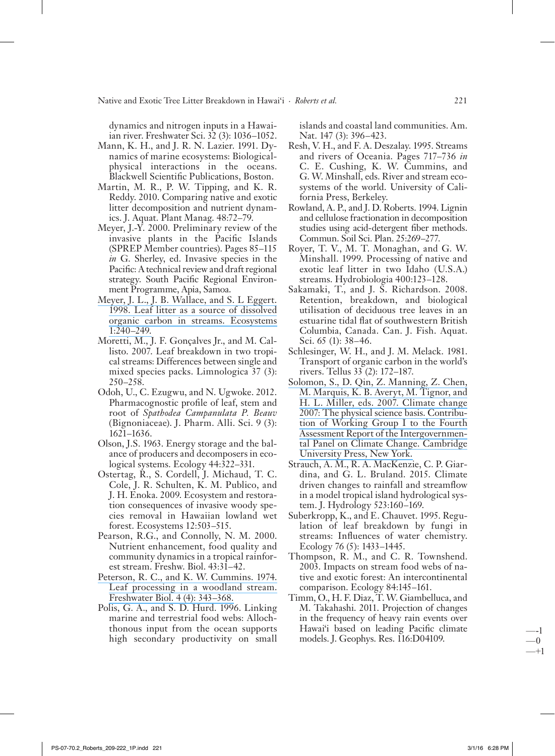dynamics and nitrogen inputs in a Hawaiian river. Freshwater Sci. 32 (3): 1036–1052.

Mann, K. H., and J. R. N. Lazier. 1991. Dynamics of marine ecosystems: Biological-physical interactions in the oceans. Blackwell Scientific Publications, Boston.

Martin, M. R., P. W. Tipping, and K. R. Reddy. 2010. Comparing native and exotic litter decomposition and nutrient dynamics. J. Aquat. Plant Manag. 48:72–79.

Meyer, J.-Y. 2000. Preliminary review of the invasive plants in the Pacific Islands (SPREP Member countries). Pages 85–115 *in* G. Sherley, ed. Invasive species in the Pacific: A technical review and draft regional strategy. South Pacific Regional Environment Programme, Apia, Samoa.

Meyer, J. L., J. B. Wallace, and S. L Eggert. 1998. Leaf litter as a source of dissolved organic carbon in streams. Ecosystems 1:240–249.

Moretti, M., J. F. Gonçalves Jr., and M. Callisto. 2007. Leaf breakdown in two tropical streams: Differences between single and mixed species packs. Limnologica 37 (3): 250–258.

Odoh, U., C. Ezugwu, and N. Ugwoke. 2012. Pharmacognostic profile of leaf, stem and root of *Spathodea Campanulata P. Beauv* (Bignoniaceae). J. Pharm. Alli. Sci. 9 (3): 1621–1636.

Olson, J.S. 1963. Energy storage and the balance of producers and decomposers in ecological systems. Ecology 44:322–331.

Ostertag, R., S. Cordell, J. Michaud, T. C. Cole, J. R. Schulten, K. M. Publico, and J. H. Enoka. 2009. Ecosystem and restoration consequences of invasive woody species removal in Hawaiian lowland wet forest. Ecosystems 12:503–515.

Pearson, R.G., and Connolly, N. M. 2000. Nutrient enhancement, food quality and community dynamics in a tropical rainforest stream. Freshw. Biol. 43:31–42.

Peterson, R. C., and K. W. Cummins. 1974. Leaf processing in a woodland stream. Freshwater Biol. 4 (4): 343–368.

Polis, G. A., and S. D. Hurd. 1996. Linking marine and terrestrial food webs: Allochthonous input from the ocean supports high secondary productivity on small islands and coastal land communities. Am. Nat. 147 (3): 396–423.

Resh, V. H., and F. A. Deszalay. 1995. Streams and rivers of Oceania. Pages 717–736 *in* C. E. Cushing, K. W. Cummins, and G. W. Minshall, eds. River and stream ecosystems of the world. University of California Press, Berkeley.

Rowland, A. P., and J. D. Roberts. 1994. Lignin and cellulose fractionation in decomposition studies using acid-detergent fiber methods. Commun. Soil Sci. Plan. 25:269–277.

Royer, T. V., M. T. Monaghan, and G. W. Minshall. 1999. Processing of native and exotic leaf litter in two Idaho (U.S.A.) streams. Hydrobiologia 400:123–128.

Sakamaki, T., and J. S. Richardson. 2008. Retention, breakdown, and biological utilisation of deciduous tree leaves in an estuarine tidal flat of southwestern British Columbia, Canada. Can. J. Fish. Aquat. Sci. 65 (1): 38–46.

Schlesinger, W. H., and J. M. Melack. 1981. Transport of organic carbon in the world's rivers. Tellus 33 (2): 172–187.

Solomon, S., D. Qin, Z. Manning, Z. Chen, M. Marquis, K. B. Averyt, M. Tignor, and H. L. Miller, eds. 2007. Climate change 2007: The physical science basis. Contribution of Working Group I to the Fourth Assessment Report of the Intergovernmental Panel on Climate Change. Cambridge University Press, New York.

Strauch, A. M., R. A. MacKenzie, C. P. Giardina, and G. L. Bruland. 2015. Climate driven changes to rainfall and streamflow in a model tropical island hydrological system. J. Hydrology 523:160–169.

Suberkropp, K., and E. Chauvet. 1995. Regulation of leaf breakdown by fungi in streams: Influences of water chemistry. Ecology 76 (5): 1433–1445.

Thompson, R. M., and C. R. Townshend. 2003. Impacts on stream food webs of native and exotic forest: An intercontinental comparison. Ecology 84:145–161.

Timm, O., H. F. Diaz, T. W. Giambelluca, and M. Takahashi. 2011. Projection of changes in the frequency of heavy rain events over Hawai'i based on leading Pacific climate models. J. Geophys. Res. 116:D04109.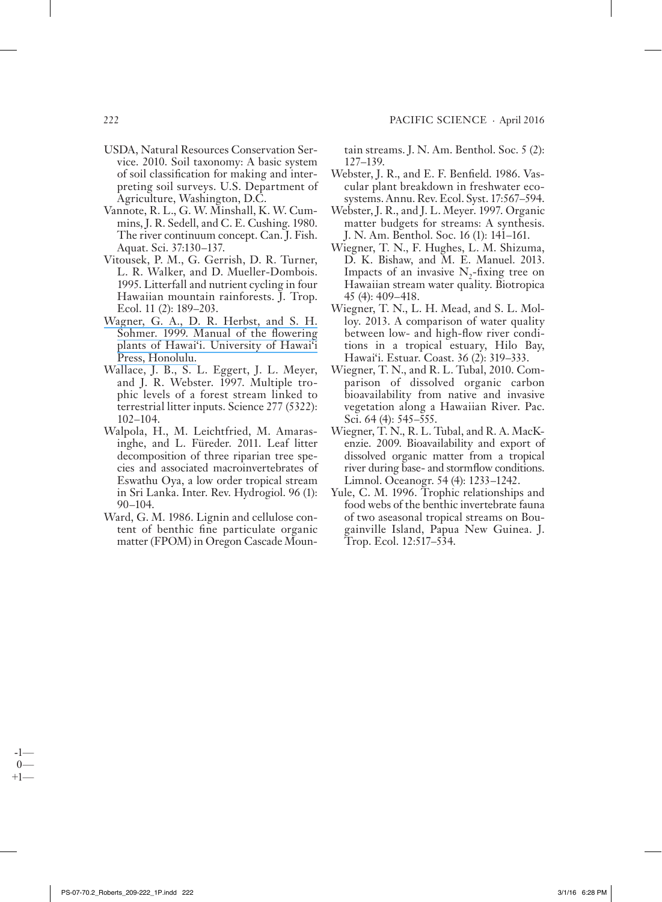USDA, Natural Resources Conservation Service. 2010. Soil taxonomy: A basic system of soil classification for making and interpreting soil surveys. U.S. Department of Agriculture, Washington, D.C.

Vannote, R. L., G. W. Minshall, K. W. Cummins, J. R. Sedell, and C. E. Cushing. 1980. The river continuum concept. Can. J. Fish. Aquat. Sci. 37:130–137.

Vitousek, P. M., G. Gerrish, D. R. Turner, L. R. Walker, and D. Mueller-Dombois. 1995. Litterfall and nutrient cycling in four Hawaiian mountain rainforests. J. Trop. Ecol. 11 (2): 189–203.

Wagner, G. A., D. R. Herbst, and S. H. Sohmer. 1999. Manual of the flowering plants of Hawai'i. University of Hawai'i Press, Honolulu.

Wallace, J. B., S. L. Eggert, J. L. Meyer, and J. R. Webster. 1997. Multiple trophic levels of a forest stream linked to terrestrial litter inputs. Science 277 (5322): 102–104.

Walpola, H., M. Leichtfried, M. Amarasinghe, and L. Füreder. 2011. Leaf litter decomposition of three riparian tree species and associated macroinvertebrates of Eswathu Oya, a low order tropical stream in Sri Lanka. Inter. Rev. Hydrogiol. 96 (1): 90–104.

Ward, G. M. 1986. Lignin and cellulose content of benthic fine particulate organic matter (FPOM) in Oregon Cascade Mountain streams. J. N. Am. Benthol. Soc. 5 (2): 127–139.

Webster, J. R., and E. F. Benfield. 1986. Vascular plant breakdown in freshwater ecosystems. Annu. Rev. Ecol. Syst. 17:567–594.

Webster, J. R., and J. L. Meyer. 1997. Organic matter budgets for streams: A synthesis. J. N. Am. Benthol. Soc. 16 (1): 141–161.

Wiegner, T. N., F. Hughes, L. M. Shizuma, D. K. Bishaw, and M. E. Manuel. 2013. Impacts of an invasive $N_2$-fixing tree on Hawaiian stream water quality. Biotropica 45 (4): 409–418.

Wiegner, T. N., L. H. Mead, and S. L. Molloy. 2013. A comparison of water quality between low- and high-flow river conditions in a tropical estuary, Hilo Bay, Hawai'i. Estuar. Coast. 36 (2): 319–333.

Wiegner, T. N., and R. L. Tubal, 2010. Comparison of dissolved organic carbon bioavailability from native and invasive vegetation along a Hawaiian River. Pac. Sci. 64 (4): 545–555.

Wiegner, T. N., R. L. Tubal, and R. A. MacKenzie. 2009. Bioavailability and export of dissolved organic matter from a tropical river during base- and stormflow conditions. Limnol. Oceanogr. 54 (4): 1233–1242.

Yule, C. M. 1996. Trophic relationships and food webs of the benthic invertebrate fauna of two aseasonal tropical streams on Bougainville Island, Papua New Guinea. J. Trop. Ecol. 12:517–534.